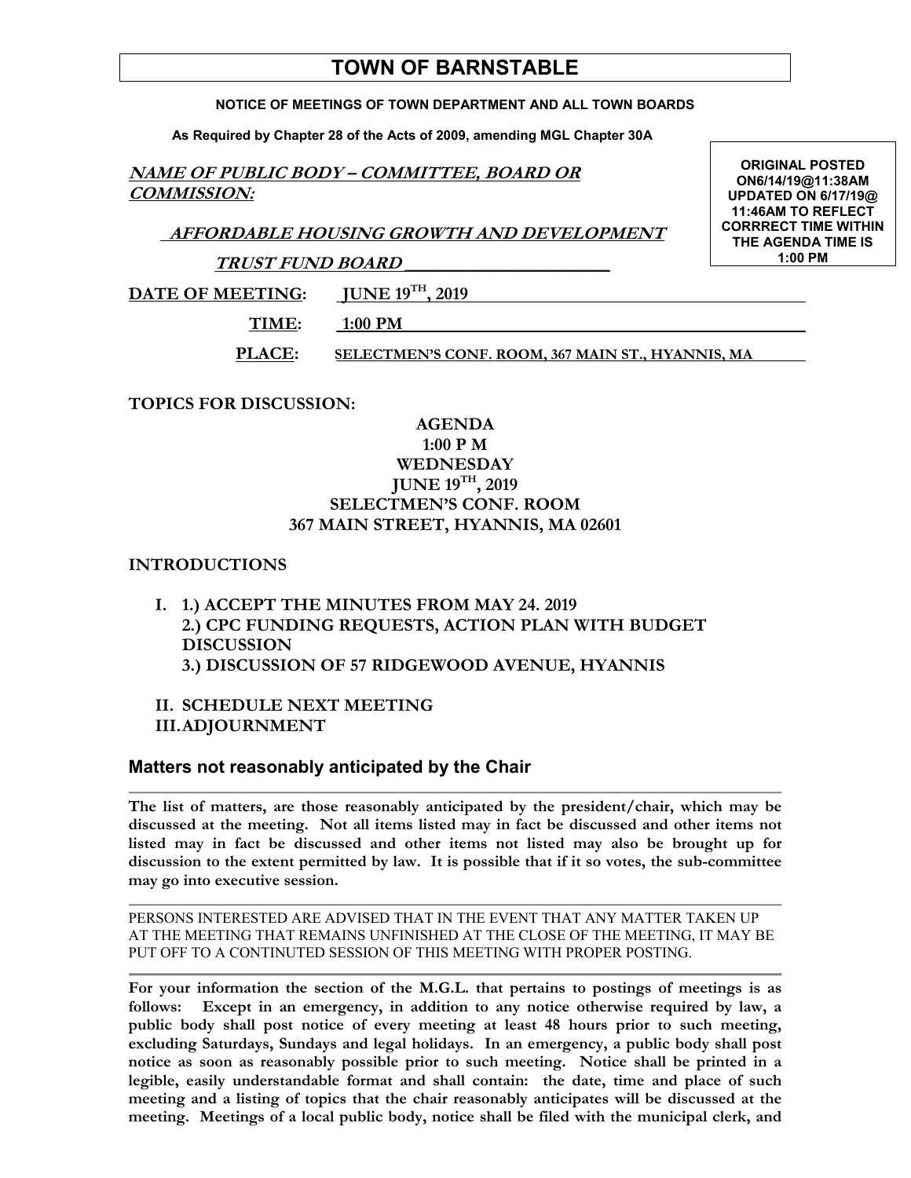# TOWN OF BARNSTABLE

**NOTICE OF MEETINGS OF TOWN DEPARTMENT AND ALL TOWN BOARDS**

**As Required by Chapter 28 of the Acts of 2009, amending MGL Chapter 30A**

**ORIGINAL POSTED ON6/14/19@11:38AM UPDATED ON 6/17/19@ 11:46AM TO REFLECT CORRRECT TIME WITHIN THE AGENDA TIME IS 1:00 PM**

***NAME OF PUBLIC BODY – COMMITTEE, BOARD OR COMMISSION:***

***AFFORDABLE HOUSING GROWTH AND DEVELOPMENT TRUST FUND BOARD***

**DATE OF MEETING:** **JUNE 19TH, 2019**

**TIME:** **1:00 PM**

**PLACE:** **SELECTMEN'S CONF. ROOM, 367 MAIN ST., HYANNIS, MA**

**TOPICS FOR DISCUSSION:**

**AGENDA**
**1:00 P M**
**WEDNESDAY**
**JUNE 19TH, 2019**
**SELECTMEN'S CONF. ROOM**
**367 MAIN STREET, HYANNIS, MA 02601**

**INTRODUCTIONS**

**I. 1.) ACCEPT THE MINUTES FROM MAY 24. 2019**
**2.) CPC FUNDING REQUESTS, ACTION PLAN WITH BUDGET DISCUSSION**
**3.) DISCUSSION OF 57 RIDGEWOOD AVENUE, HYANNIS**

**II. SCHEDULE NEXT MEETING**
**III. ADJOURNMENT**

## Matters not reasonably anticipated by the Chair

**The list of matters, are those reasonably anticipated by the president/chair, which may be discussed at the meeting. Not all items listed may in fact be discussed and other items not listed may in fact be discussed and other items not listed may also be brought up for discussion to the extent permitted by law. It is possible that if it so votes, the sub-committee may go into executive session.**

PERSONS INTERESTED ARE ADVISED THAT IN THE EVENT THAT ANY MATTER TAKEN UP AT THE MEETING THAT REMAINS UNFINISHED AT THE CLOSE OF THE MEETING, IT MAY BE PUT OFF TO A CONTINUTED SESSION OF THIS MEETING WITH PROPER POSTING.

**For your information the section of the M.G.L. that pertains to postings of meetings is as follows: Except in an emergency, in addition to any notice otherwise required by law, a public body shall post notice of every meeting at least 48 hours prior to such meeting, excluding Saturdays, Sundays and legal holidays. In an emergency, a public body shall post notice as soon as reasonably possible prior to such meeting. Notice shall be printed in a legible, easily understandable format and shall contain: the date, time and place of such meeting and a listing of topics that the chair reasonably anticipates will be discussed at the meeting. Meetings of a local public body, notice shall be filed with the municipal clerk, and**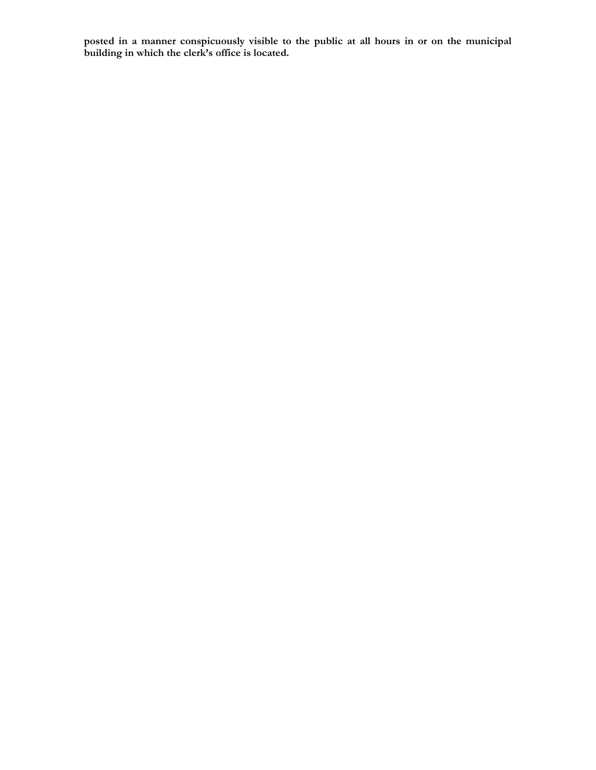**posted in a manner conspicuously visible to the public at all hours in or on the municipal building in which the clerk's office is located.**